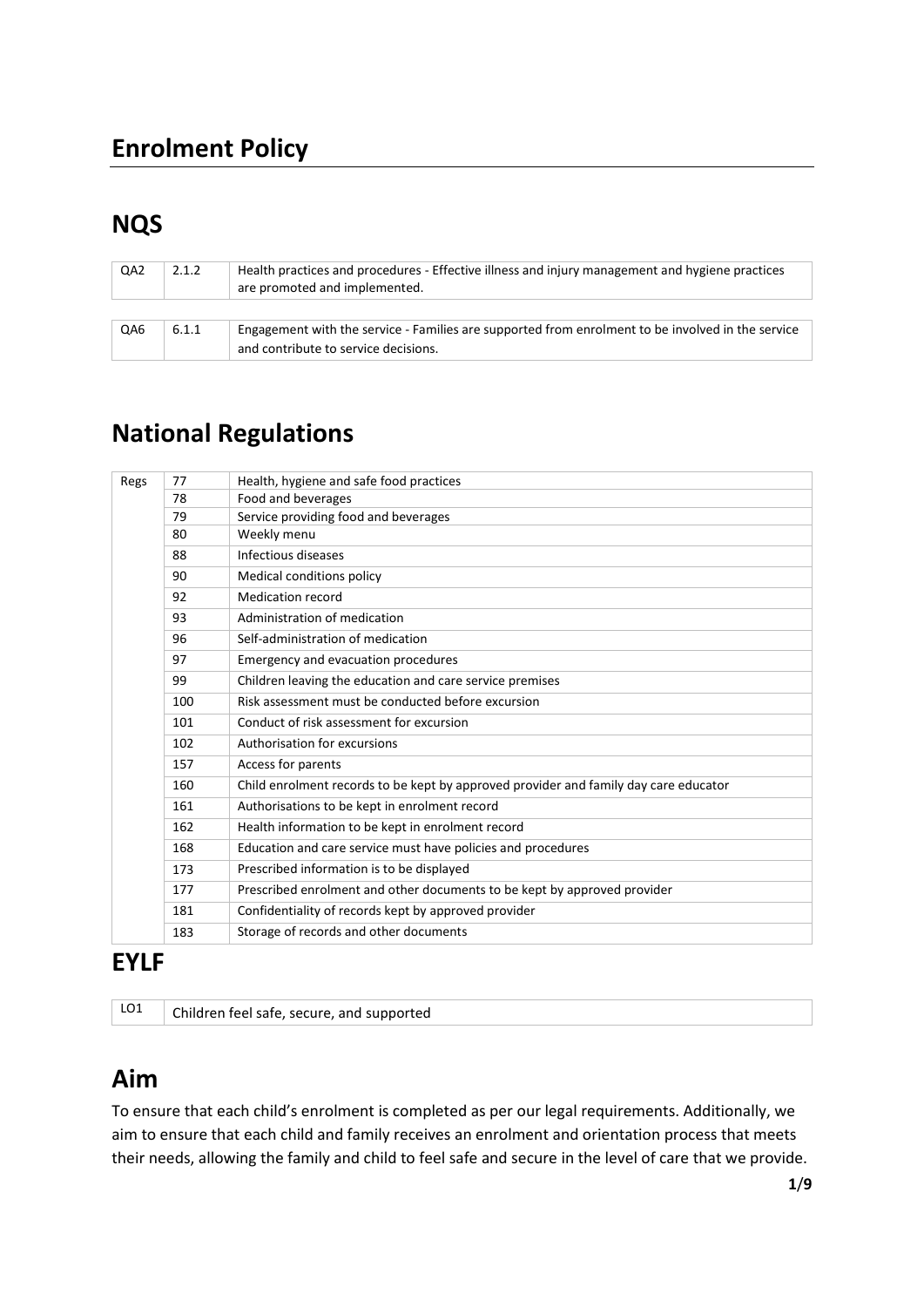# Enrolment Policy

## NQS

| QA2 | 2.1.2 | Health practices and procedures - Effective illness and injury management and hygiene practices are promoted and implemented. |
|---|---|---|

| QA6 | 6.1.1 | Engagement with the service - Families are supported from enrolment to be involved in the service and contribute to service decisions. |
|---|---|---|

## National Regulations

| Regs | 77 | Health, hygiene and safe food practices |
|---|---|---|
| | 78 | Food and beverages |
| | 79 | Service providing food and beverages |
| | 80 | Weekly menu |
| | 88 | Infectious diseases |
| | 90 | Medical conditions policy |
| | 92 | Medication record |
| | 93 | Administration of medication |
| | 96 | Self-administration of medication |
| | 97 | Emergency and evacuation procedures |
| | 99 | Children leaving the education and care service premises |
| | 100 | Risk assessment must be conducted before excursion |
| | 101 | Conduct of risk assessment for excursion |
| | 102 | Authorisation for excursions |
| | 157 | Access for parents |
| | 160 | Child enrolment records to be kept by approved provider and family day care educator |
| | 161 | Authorisations to be kept in enrolment record |
| | 162 | Health information to be kept in enrolment record |
| | 168 | Education and care service must have policies and procedures |
| | 173 | Prescribed information is to be displayed |
| | 177 | Prescribed enrolment and other documents to be kept by approved provider |
| | 181 | Confidentiality of records kept by approved provider |
| | 183 | Storage of records and other documents |

## EYLF

| LO1 | Children feel safe, secure, and supported |
|---|---|

## Aim

To ensure that each child's enrolment is completed as per our legal requirements. Additionally, we aim to ensure that each child and family receives an enrolment and orientation process that meets their needs, allowing the family and child to feel safe and secure in the level of care that we provide.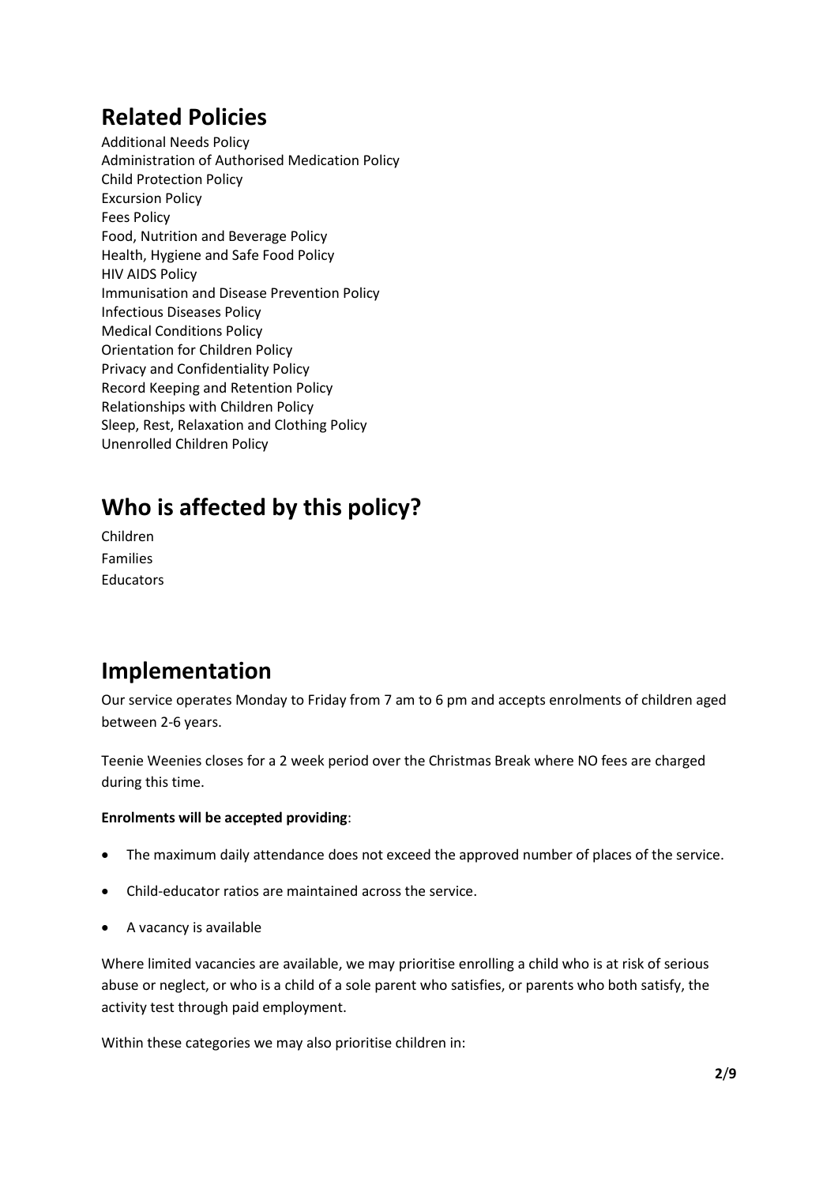## Related Policies

Additional Needs Policy
Administration of Authorised Medication Policy
Child Protection Policy
Excursion Policy
Fees Policy
Food, Nutrition and Beverage Policy
Health, Hygiene and Safe Food Policy
HIV AIDS Policy
Immunisation and Disease Prevention Policy
Infectious Diseases Policy
Medical Conditions Policy
Orientation for Children Policy
Privacy and Confidentiality Policy
Record Keeping and Retention Policy
Relationships with Children Policy
Sleep, Rest, Relaxation and Clothing Policy
Unenrolled Children Policy

## Who is affected by this policy?

Children
Families
Educators

## Implementation

Our service operates Monday to Friday from 7 am to 6 pm and accepts enrolments of children aged between 2-6 years.

Teenie Weenies closes for a 2 week period over the Christmas Break where NO fees are charged during this time.

**Enrolments will be accepted providing**:

- The maximum daily attendance does not exceed the approved number of places of the service.
- Child-educator ratios are maintained across the service.
- A vacancy is available

Where limited vacancies are available, we may prioritise enrolling a child who is at risk of serious abuse or neglect, or who is a child of a sole parent who satisfies, or parents who both satisfy, the activity test through paid employment.

Within these categories we may also prioritise children in: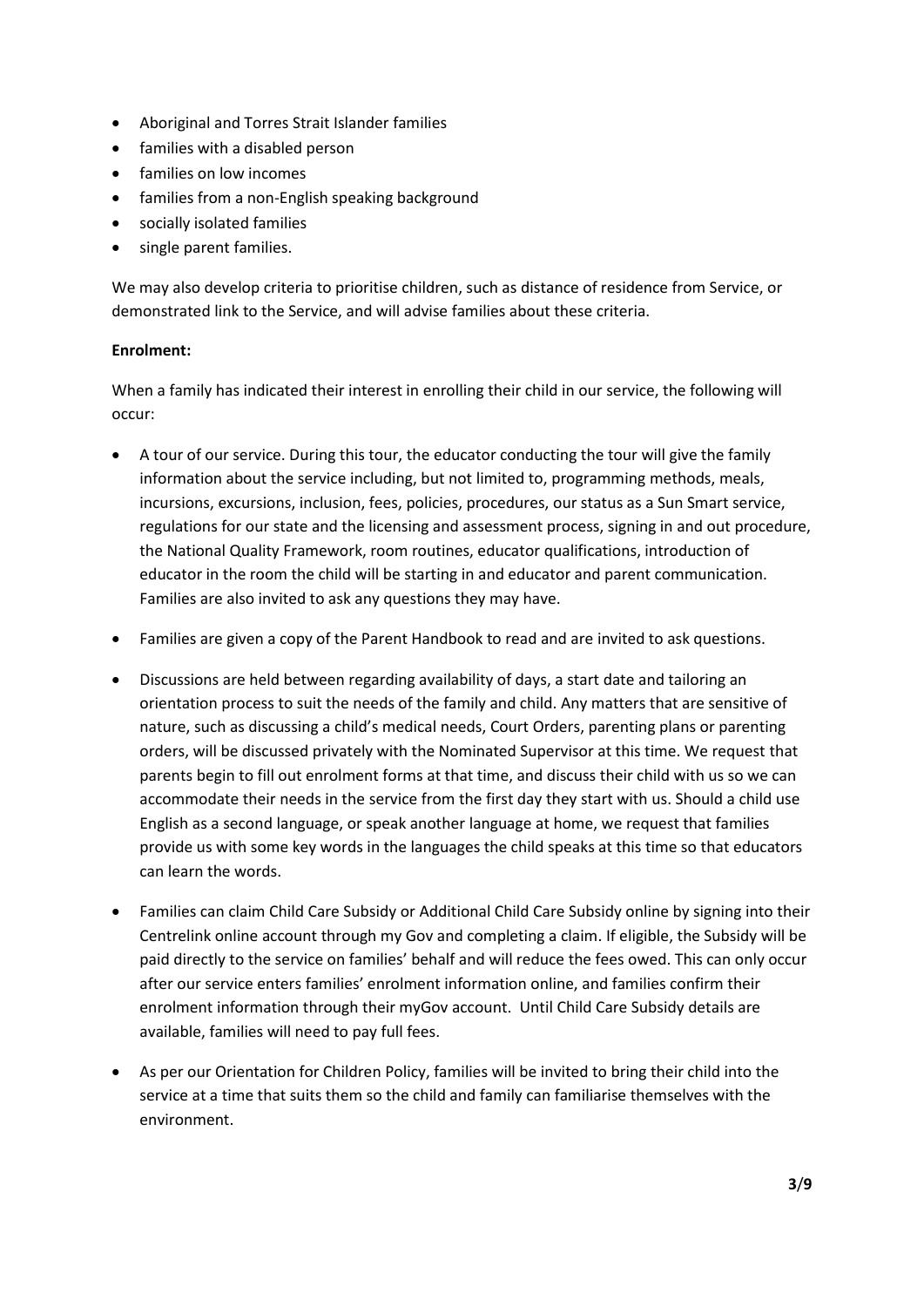- Aboriginal and Torres Strait Islander families
- families with a disabled person
- families on low incomes
- families from a non-English speaking background
- socially isolated families
- single parent families.

We may also develop criteria to prioritise children, such as distance of residence from Service, or demonstrated link to the Service, and will advise families about these criteria.

**Enrolment:**

When a family has indicated their interest in enrolling their child in our service, the following will occur:

- A tour of our service. During this tour, the educator conducting the tour will give the family information about the service including, but not limited to, programming methods, meals, incursions, excursions, inclusion, fees, policies, procedures, our status as a Sun Smart service, regulations for our state and the licensing and assessment process, signing in and out procedure, the National Quality Framework, room routines, educator qualifications, introduction of educator in the room the child will be starting in and educator and parent communication. Families are also invited to ask any questions they may have.
- Families are given a copy of the Parent Handbook to read and are invited to ask questions.
- Discussions are held between regarding availability of days, a start date and tailoring an orientation process to suit the needs of the family and child. Any matters that are sensitive of nature, such as discussing a child's medical needs, Court Orders, parenting plans or parenting orders, will be discussed privately with the Nominated Supervisor at this time. We request that parents begin to fill out enrolment forms at that time, and discuss their child with us so we can accommodate their needs in the service from the first day they start with us. Should a child use English as a second language, or speak another language at home, we request that families provide us with some key words in the languages the child speaks at this time so that educators can learn the words.
- Families can claim Child Care Subsidy or Additional Child Care Subsidy online by signing into their Centrelink online account through my Gov and completing a claim. If eligible, the Subsidy will be paid directly to the service on families' behalf and will reduce the fees owed. This can only occur after our service enters families' enrolment information online, and families confirm their enrolment information through their myGov account. Until Child Care Subsidy details are available, families will need to pay full fees.
- As per our Orientation for Children Policy, families will be invited to bring their child into the service at a time that suits them so the child and family can familiarise themselves with the environment.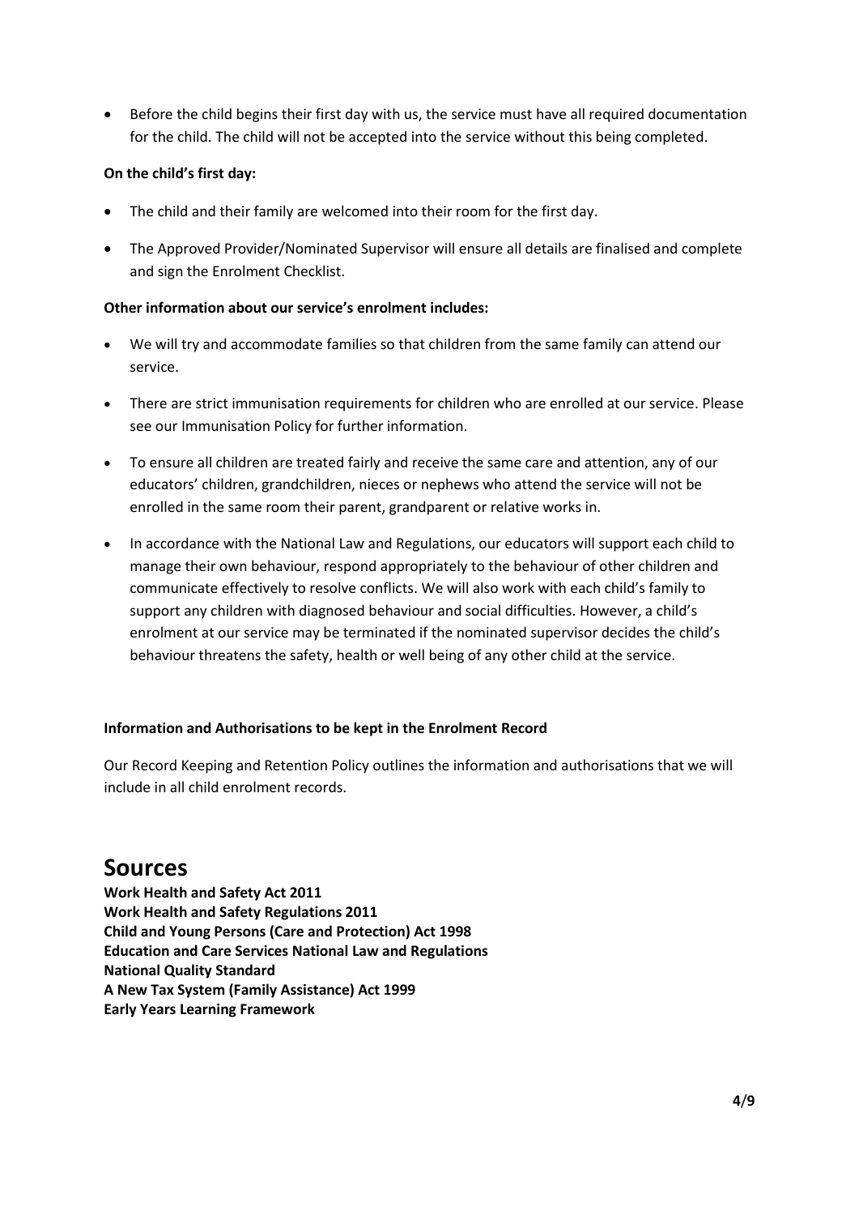- Before the child begins their first day with us, the service must have all required documentation for the child. The child will not be accepted into the service without this being completed.

**On the child's first day:**

- The child and their family are welcomed into their room for the first day.
- The Approved Provider/Nominated Supervisor will ensure all details are finalised and complete and sign the Enrolment Checklist.

**Other information about our service's enrolment includes:**

- We will try and accommodate families so that children from the same family can attend our service.
- There are strict immunisation requirements for children who are enrolled at our service. Please see our Immunisation Policy for further information.
- To ensure all children are treated fairly and receive the same care and attention, any of our educators' children, grandchildren, nieces or nephews who attend the service will not be enrolled in the same room their parent, grandparent or relative works in.
- In accordance with the National Law and Regulations, our educators will support each child to manage their own behaviour, respond appropriately to the behaviour of other children and communicate effectively to resolve conflicts. We will also work with each child's family to support any children with diagnosed behaviour and social difficulties. However, a child's enrolment at our service may be terminated if the nominated supervisor decides the child's behaviour threatens the safety, health or well being of any other child at the service.

**Information and Authorisations to be kept in the Enrolment Record**

Our Record Keeping and Retention Policy outlines the information and authorisations that we will include in all child enrolment records.

# Sources

**Work Health and Safety Act 2011**
**Work Health and Safety Regulations 2011**
**Child and Young Persons (Care and Protection) Act 1998**
**Education and Care Services National Law and Regulations**
**National Quality Standard**
**A New Tax System (Family Assistance) Act 1999**
**Early Years Learning Framework**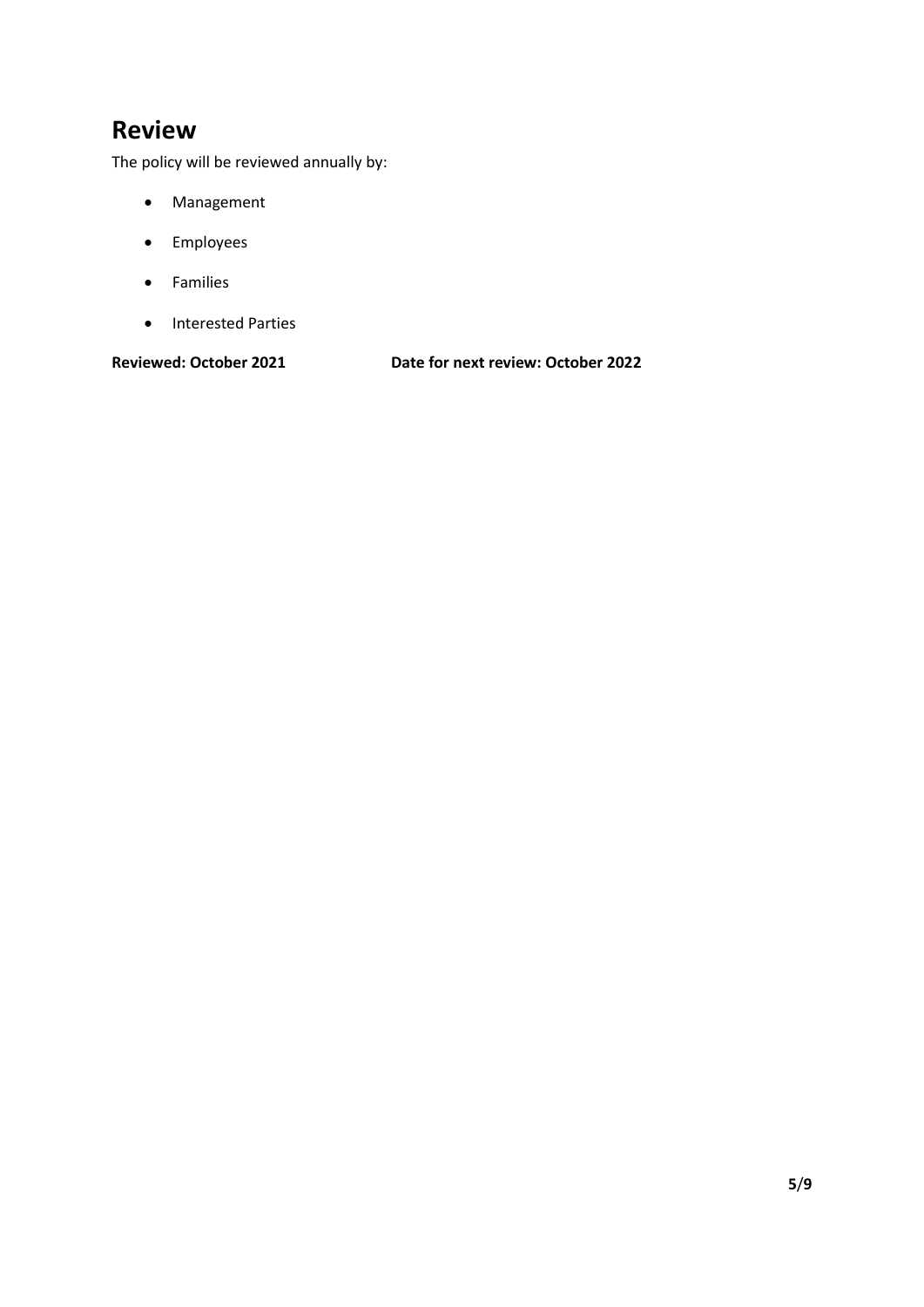## Review

The policy will be reviewed annually by:

- Management
- Employees
- Families
- Interested Parties

**Reviewed: October 2021** **Date for next review: October 2022**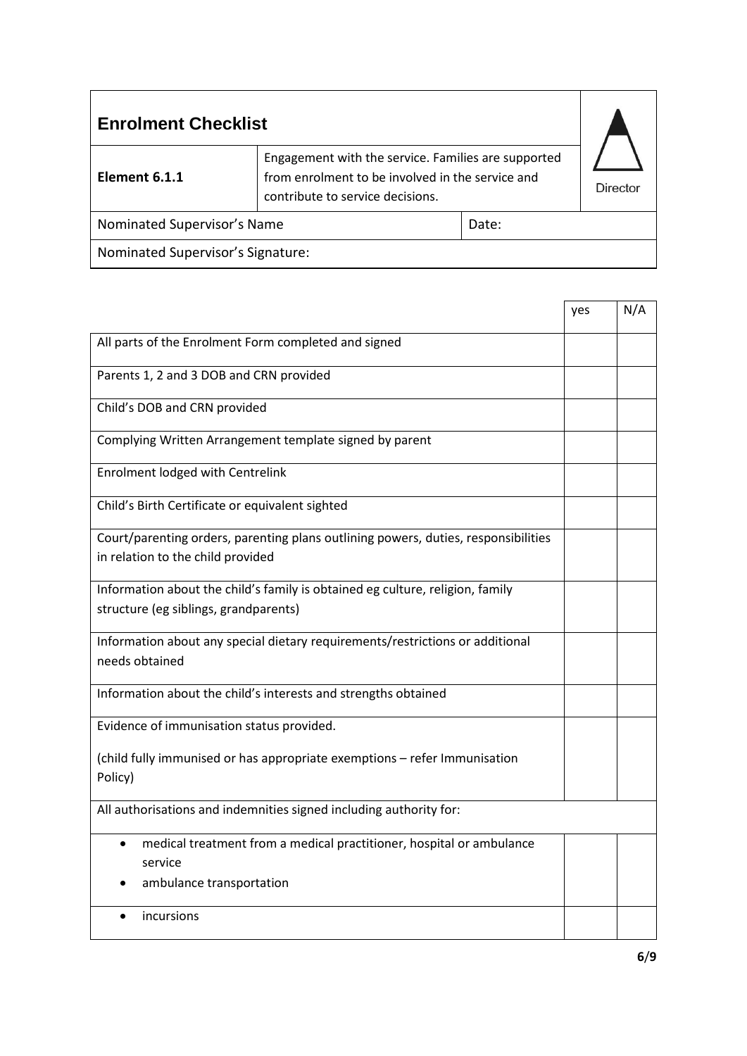| **Enrolment Checklist** | | | Director |
|---|---|---|---|
| **Element 6.1.1** | Engagement with the service. Families are supported from enrolment to be involved in the service and contribute to service decisions. | | |
| Nominated Supervisor's Name | | Date: | |
| Nominated Supervisor's Signature: | | | |

| | yes | N/A |
|---|---|---|
| All parts of the Enrolment Form completed and signed | | |
| Parents 1, 2 and 3 DOB and CRN provided | | |
| Child's DOB and CRN provided | | |
| Complying Written Arrangement template signed by parent | | |
| Enrolment lodged with Centrelink | | |
| Child's Birth Certificate or equivalent sighted | | |
| Court/parenting orders, parenting plans outlining powers, duties, responsibilities in relation to the child provided | | |
| Information about the child's family is obtained eg culture, religion, family structure (eg siblings, grandparents) | | |
| Information about any special dietary requirements/restrictions or additional needs obtained | | |
| Information about the child's interests and strengths obtained | | |
| Evidence of immunisation status provided. (child fully immunised or has appropriate exemptions – refer Immunisation Policy) | | |
| All authorisations and indemnities signed including authority for: | | |
| • medical treatment from a medical practitioner, hospital or ambulance service<br>• ambulance transportation | | |
| • incursions | | |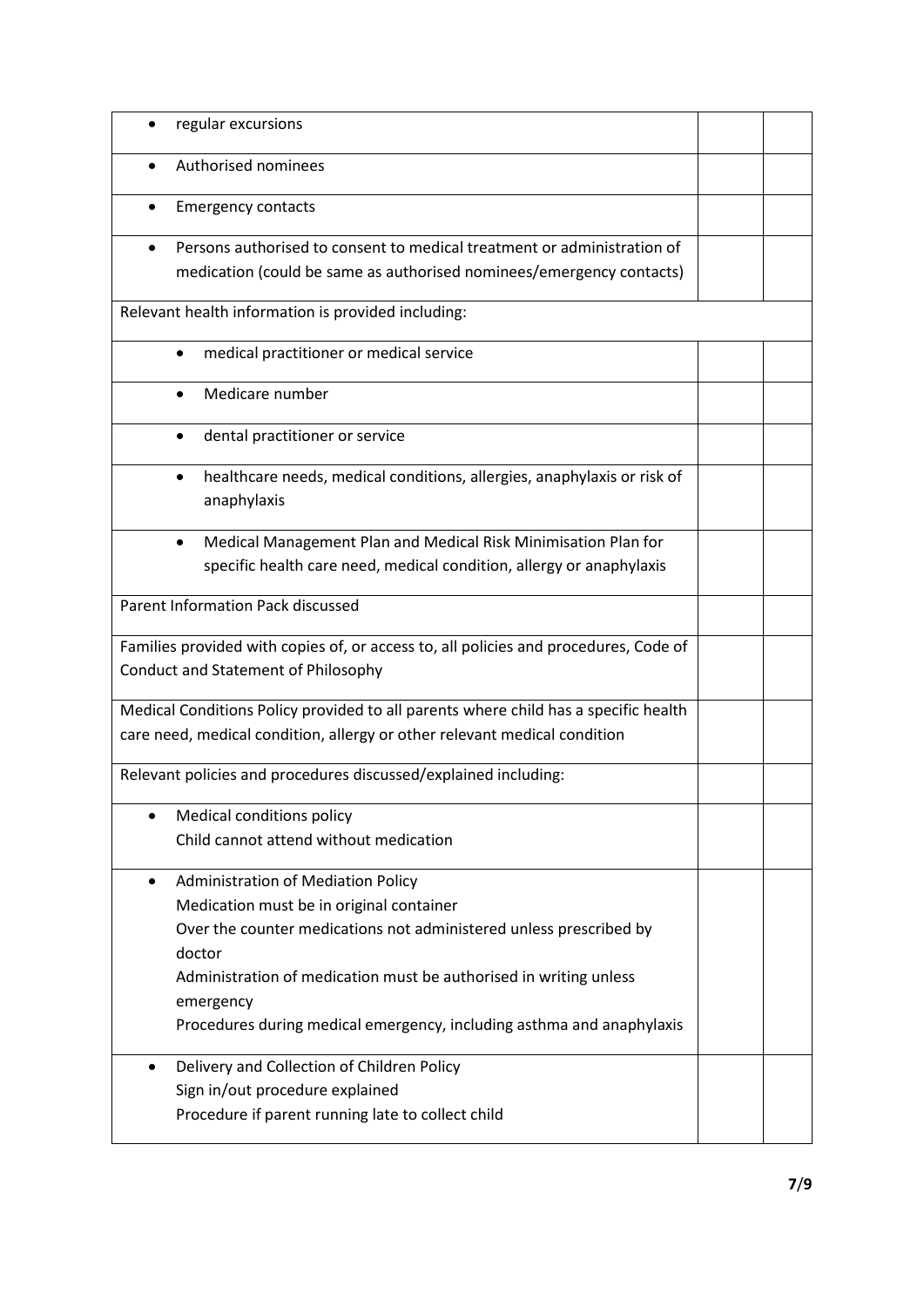| | | |
|---|---|---|
| • regular excursions | | |
| • Authorised nominees | | |
| • Emergency contacts | | |
| • Persons authorised to consent to medical treatment or administration of medication (could be same as authorised nominees/emergency contacts) | | |
| Relevant health information is provided including: | | |
| • medical practitioner or medical service | | |
| • Medicare number | | |
| • dental practitioner or service | | |
| • healthcare needs, medical conditions, allergies, anaphylaxis or risk of anaphylaxis | | |
| • Medical Management Plan and Medical Risk Minimisation Plan for specific health care need, medical condition, allergy or anaphylaxis | | |
| Parent Information Pack discussed | | |
| Families provided with copies of, or access to, all policies and procedures, Code of Conduct and Statement of Philosophy | | |
| Medical Conditions Policy provided to all parents where child has a specific health care need, medical condition, allergy or other relevant medical condition | | |
| Relevant policies and procedures discussed/explained including: | | |
| • Medical conditions policy<br>Child cannot attend without medication | | |
| • Administration of Mediation Policy<br>Medication must be in original container<br>Over the counter medications not administered unless prescribed by doctor<br>Administration of medication must be authorised in writing unless emergency<br>Procedures during medical emergency, including asthma and anaphylaxis | | |
| • Delivery and Collection of Children Policy<br>Sign in/out procedure explained<br>Procedure if parent running late to collect child | | |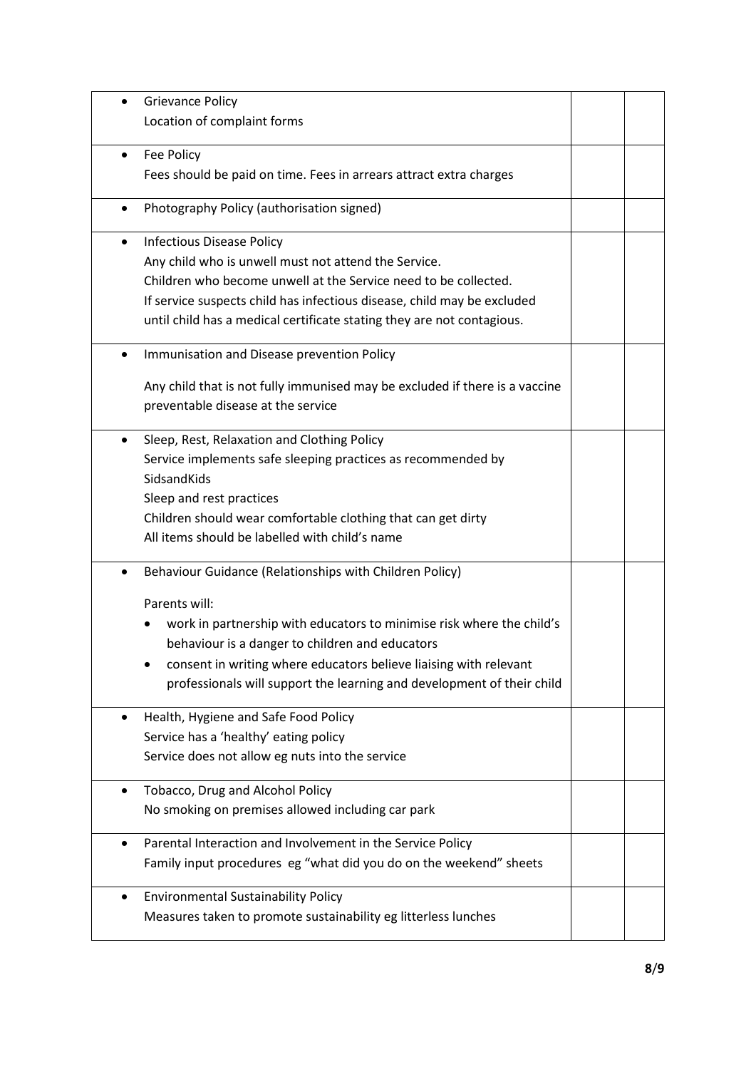| | | |
|---|---|---|
| • Grievance Policy<br>Location of complaint forms | | |
| • Fee Policy<br>Fees should be paid on time. Fees in arrears attract extra charges | | |
| • Photography Policy (authorisation signed) | | |
| • Infectious Disease Policy<br>Any child who is unwell must not attend the Service.<br>Children who become unwell at the Service need to be collected.<br>If service suspects child has infectious disease, child may be excluded until child has a medical certificate stating they are not contagious. | | |
| • Immunisation and Disease prevention Policy<br><br>Any child that is not fully immunised may be excluded if there is a vaccine preventable disease at the service | | |
| • Sleep, Rest, Relaxation and Clothing Policy<br>Service implements safe sleeping practices as recommended by SidsandKids<br>Sleep and rest practices<br>Children should wear comfortable clothing that can get dirty<br>All items should be labelled with child's name | | |
| • Behaviour Guidance (Relationships with Children Policy)<br><br>Parents will:<br>• work in partnership with educators to minimise risk where the child's behaviour is a danger to children and educators<br>• consent in writing where educators believe liaising with relevant professionals will support the learning and development of their child | | |
| • Health, Hygiene and Safe Food Policy<br>Service has a 'healthy' eating policy<br>Service does not allow eg nuts into the service | | |
| • Tobacco, Drug and Alcohol Policy<br>No smoking on premises allowed including car park | | |
| • Parental Interaction and Involvement in the Service Policy<br>Family input procedures eg "what did you do on the weekend" sheets | | |
| • Environmental Sustainability Policy<br>Measures taken to promote sustainability eg litterless lunches | | |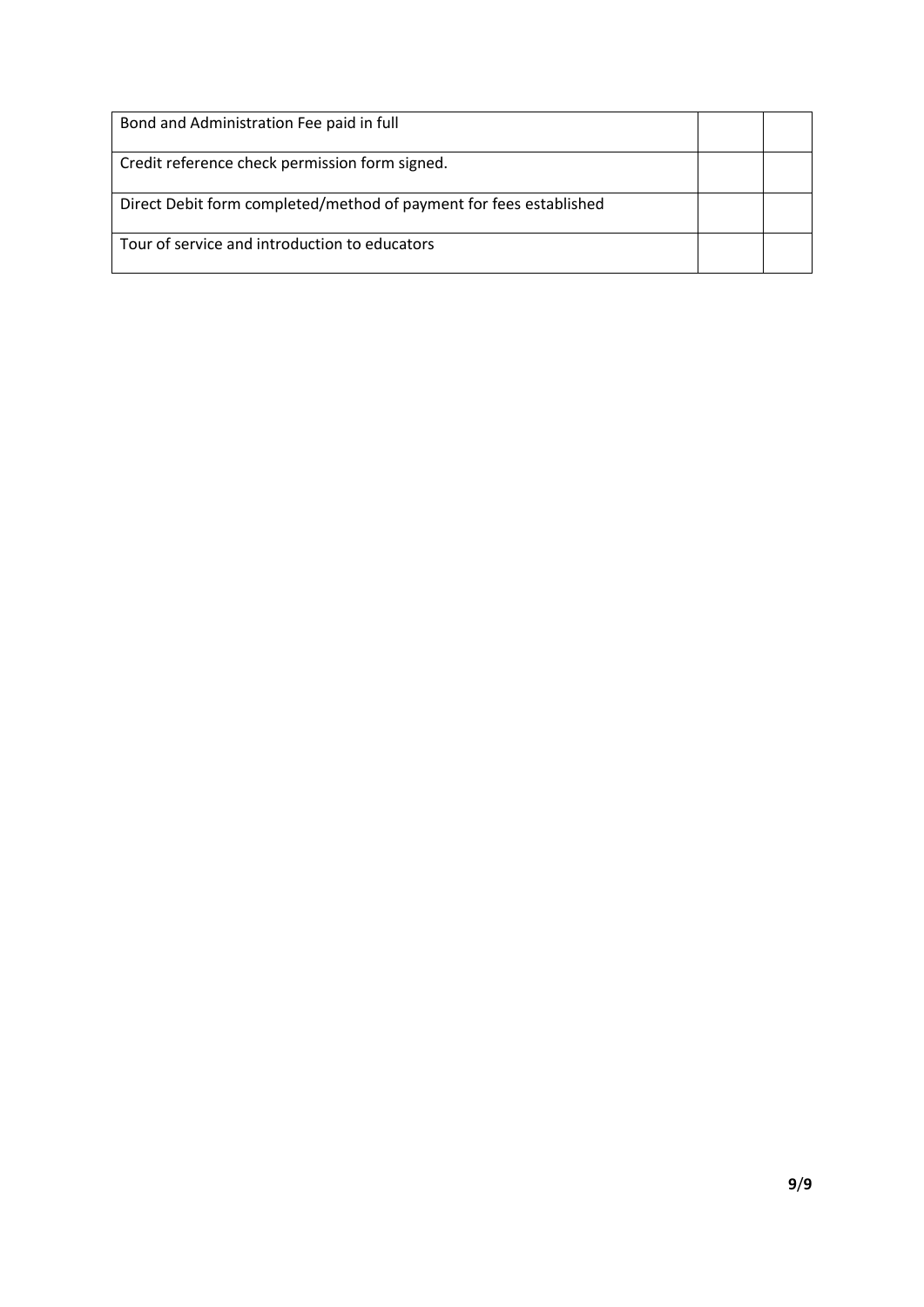| | | |
|---|---|---|
| Bond and Administration Fee paid in full | | |
| Credit reference check permission form signed. | | |
| Direct Debit form completed/method of payment for fees established | | |
| Tour of service and introduction to educators | | |